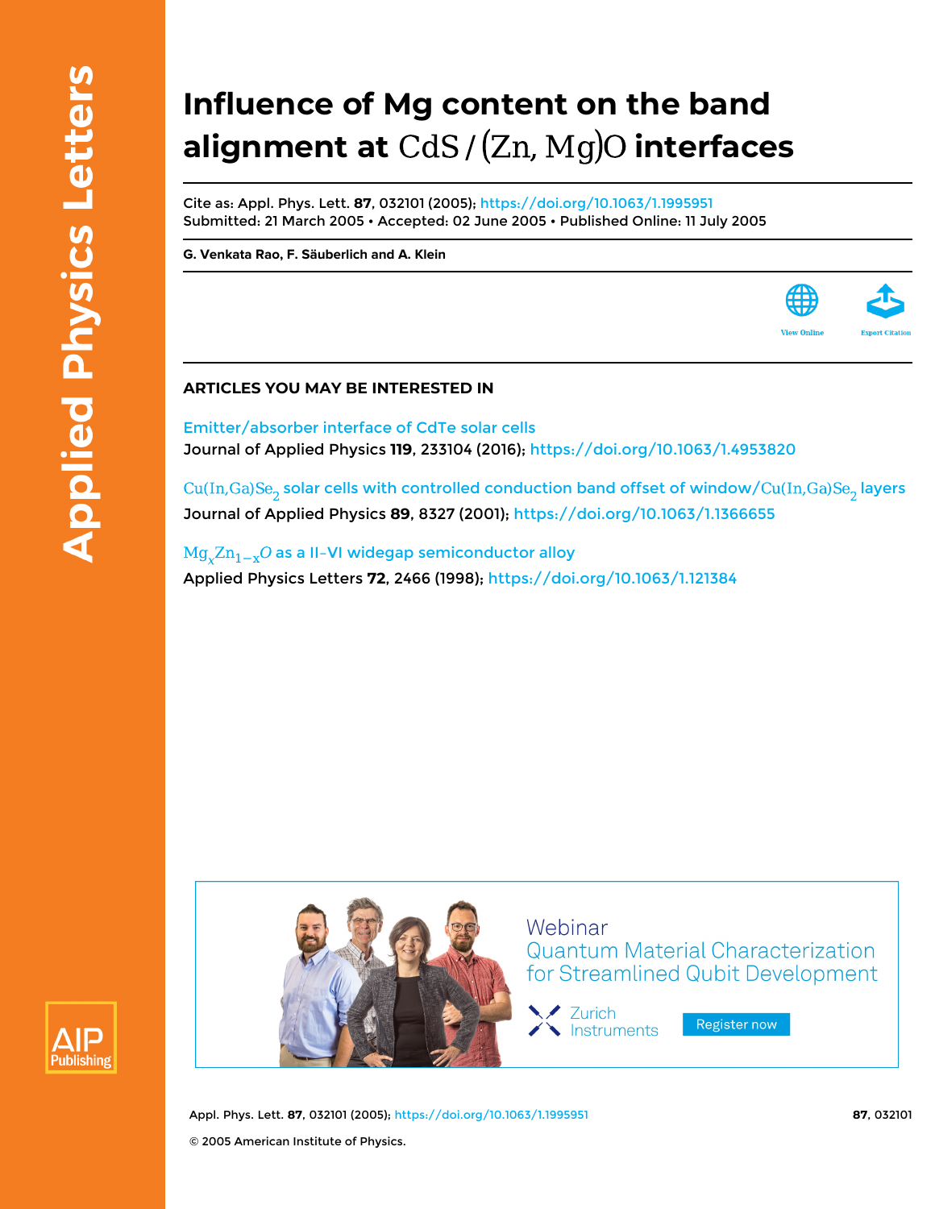# Influence of Mg content on the band alignment at $CdS/(Zn,Mg)O$ interfaces

Cite as: Appl. Phys. Lett. **87**, 032101 (2005); https://doi.org/10.1063/1.1995951
Submitted: 21 March 2005 • Accepted: 02 June 2005 • Published Online: 11 July 2005

**G. Venkata Rao, F. Säuberlich and A. Klein**

View Online    Export Citation

## ARTICLES YOU MAY BE INTERESTED IN

Emitter/absorber interface of CdTe solar cells
Journal of Applied Physics **119**, 233104 (2016); https://doi.org/10.1063/1.4953820

$Cu(In,Ga)Se_2$ solar cells with controlled conduction band offset of window/$Cu(In,Ga)Se_2$ layers
Journal of Applied Physics **89**, 8327 (2001); https://doi.org/10.1063/1.1366655

$Mg_xZn_{1-x}O$ as a II–VI widegap semiconductor alloy
Applied Physics Letters **72**, 2466 (1998); https://doi.org/10.1063/1.121384

© 2005 American Institute of Physics.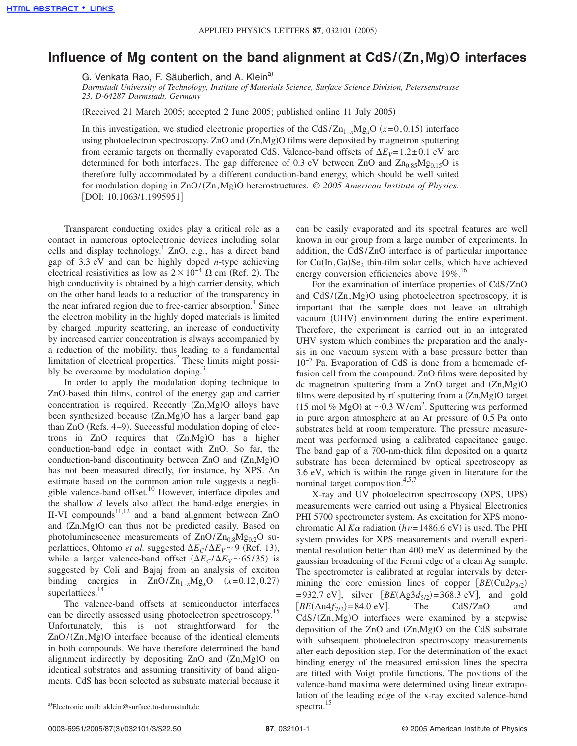# Influence of Mg content on the band alignment at CdS/(Zn,Mg)O interfaces

G. Venkata Rao, F. Säuberlich, and A. Klein[a)]

*Darmstadt University of Technology, Institute of Materials Science, Surface Science Division, Petersenstrasse 23, D-64287 Darmstadt, Germany*

(Received 21 March 2005; accepted 2 June 2005; published online 11 July 2005)

In this investigation, we studied electronic properties of the $CdS/Zn_{1-x}Mg_xO$ ($x=0, 0.15$) interface using photoelectron spectroscopy. ZnO and (Zn,Mg)O films were deposited by magnetron sputtering from ceramic targets on thermally evaporated CdS. Valence-band offsets of $\Delta E_V = 1.2 \pm 0.1$ eV are determined for both interfaces. The gap difference of 0.3 eV between ZnO and $Zn_{0.85}Mg_{0.15}O$ is therefore fully accommodated by a different conduction-band energy, which should be well suited for modulation doping in ZnO/(Zn,Mg)O heterostructures. *© 2005 American Institute of Physics.* [DOI: 10.1063/1.1995951]

Transparent conducting oxides play a critical role as a contact in numerous optoelectronic devices including solar cells and display technology.[1] ZnO, e.g., has a direct band gap of 3.3 eV and can be highly doped *n*-type achieving electrical resistivities as low as $2 \times 10^{-4}$ $\Omega$ cm (Ref. 2). The high conductivity is obtained by a high carrier density, which on the other hand leads to a reduction of the transparency in the near infrared region due to free-carrier absorption.[1] Since the electron mobility in the highly doped materials is limited by charged impurity scattering, an increase of conductivity by increased carrier concentration is always accompanied by a reduction of the mobility, thus leading to a fundamental limitation of electrical properties.[2] These limits might possibly be overcome by modulation doping.[3]

In order to apply the modulation doping technique to ZnO-based thin films, control of the energy gap and carrier concentration is required. Recently (Zn,Mg)O alloys have been synthesized because (Zn,Mg)O has a larger band gap than ZnO (Refs. 4–9). Successful modulation doping of electrons in ZnO requires that (Zn,Mg)O has a higher conduction-band edge in contact with ZnO. So far, the conduction-band discontinuity between ZnO and (Zn,Mg)O has not been measured directly, for instance, by XPS. An estimate based on the common anion rule suggests a negligible valence-band offset.[10] However, interface dipoles and the shallow *d* levels also affect the band-edge energies in II-VI compounds[11,12] and a band alignment between ZnO and (Zn,Mg)O can thus not be predicted easily. Based on photoluminescence measurements of $ZnO/Zn_{0.8}Mg_{0.2}O$ superlattices, Ohtomo *et al.* suggested $\Delta E_C/\Delta E_V \sim 9$ (Ref. 13), while a larger valence-band offset ($\Delta E_C/\Delta E_V \sim 65/35$) is suggested by Coli and Bajaj from an analysis of exciton binding energies in $ZnO/Zn_{1-x}Mg_xO$ ($x=0.12, 0.27$) superlattices.[14]

The valence-band offsets at semiconductor interfaces can be directly assessed using photoelectron spectroscopy.[15] Unfortunately, this is not straightforward for the ZnO/(Zn,Mg)O interface because of the identical elements in both compounds. We have therefore determined the band alignment indirectly by depositing ZnO and (Zn,Mg)O on identical substrates and assuming transitivity of band alignments. CdS has been selected as substrate material because it can be easily evaporated and its spectral features are well known in our group from a large number of experiments. In addition, the CdS/ZnO interface is of particular importance for $Cu(In,Ga)Se_2$ thin-film solar cells, which have achieved energy conversion efficiencies above 19%.[16]

For the examination of interface properties of CdS/ZnO and CdS/(Zn,Mg)O using photoelectron spectroscopy, it is important that the sample does not leave an ultrahigh vacuum (UHV) environment during the entire experiment. Therefore, the experiment is carried out in an integrated UHV system which combines the preparation and the analysis in one vacuum system with a base pressure better than $10^{-7}$ Pa. Evaporation of CdS is done from a homemade effusion cell from the compound. ZnO films were deposited by dc magnetron sputtering from a ZnO target and (Zn,Mg)O films were deposited by rf sputtering from a (Zn,Mg)O target (15 mol % MgO) at $\sim 0.3$ W/cm$^2$. Sputtering was performed in pure argon atmosphere at an Ar pressure of 0.5 Pa onto substrates held at room temperature. The pressure measurement was performed using a calibrated capacitance gauge. The band gap of a 700-nm-thick film deposited on a quartz substrate has been determined by optical spectroscopy as 3.6 eV, which is within the range given in literature for the nominal target composition.[4,5,7]

X-ray and UV photoelectron spectroscopy (XPS, UPS) measurements were carried out using a Physical Electronics PHI 5700 spectrometer system. As excitation for XPS monochromatic Al $K\alpha$ radiation ($h\nu = 1486.6$ eV) is used. The PHI system provides for XPS measurements and overall experimental resolution better than 400 meV as determined by the gaussian broadening of the Fermi edge of a clean Ag sample. The spectrometer is calibrated at regular intervals by determining the core emission lines of copper [$BE(Cu2p_{3/2}) = 932.7$ eV], silver [$BE(Ag3d_{5/2}) = 368.3$ eV], and gold [$BE(Au4f_{7/2}) = 84.0$ eV]. The CdS/ZnO and CdS/(Zn,Mg)O interfaces were examined by a stepwise deposition of the ZnO and (Zn,Mg)O on the CdS substrate with subsequent photoelectron spectroscopy measurements after each deposition step. For the determination of the exact binding energy of the measured emission lines the spectra are fitted with Voigt profile functions. The positions of the valence-band maxima were determined using linear extrapolation of the leading edge of the x-ray excited valence-band spectra.[15]

a)Electronic mail: aklein@surface.tu-darmstadt.de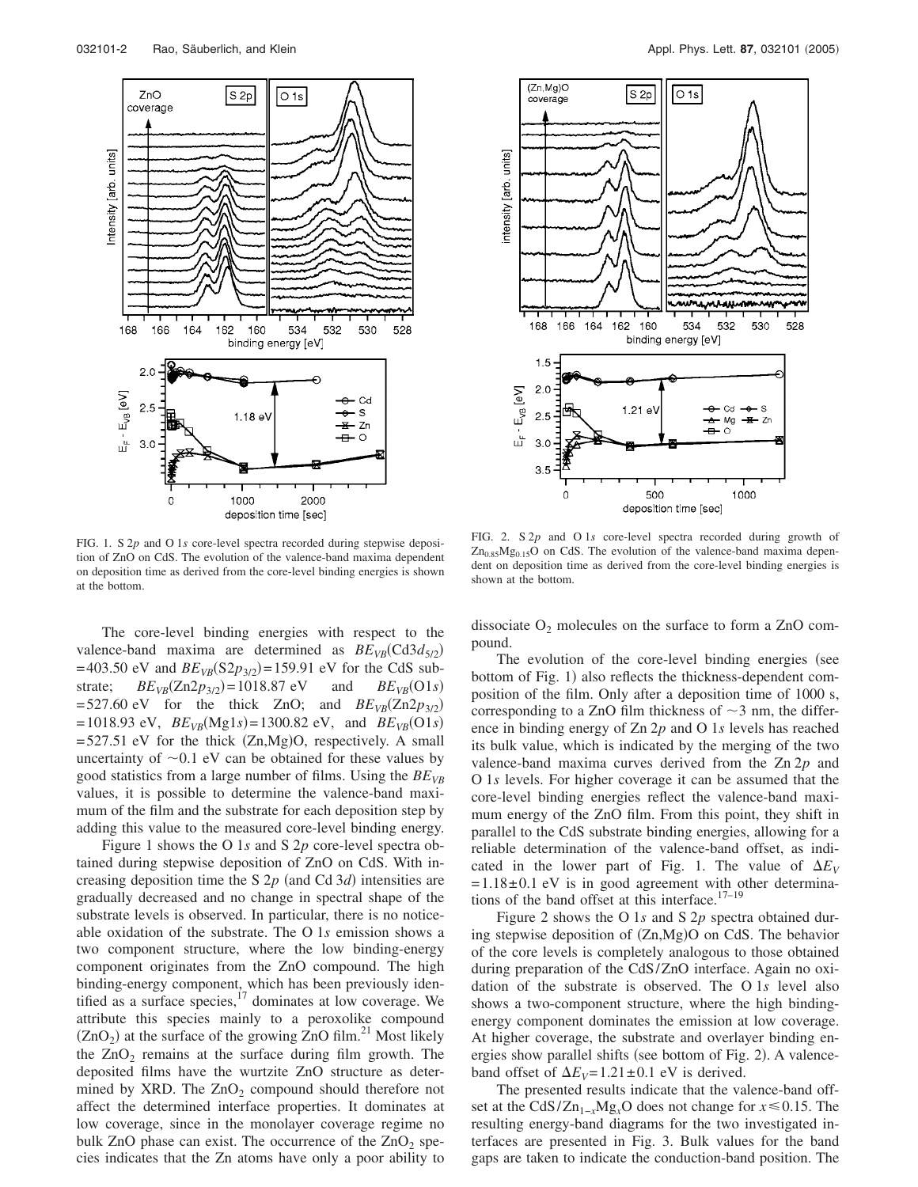FIG. 1. S 2$p$ and O 1$s$ core-level spectra recorded during stepwise deposition of ZnO on CdS. The evolution of the valence-band maxima dependent on deposition time as derived from the core-level binding energies is shown at the bottom.

FIG. 2. S 2$p$ and O 1$s$ core-level spectra recorded during growth of $Zn_{0.85}Mg_{0.15}O$ on CdS. The evolution of the valence-band maxima dependent on deposition time as derived from the core-level binding energies is shown at the bottom.

The core-level binding energies with respect to the valence-band maxima are determined as $BE_{VB}(\mathrm{Cd}3d_{5/2}) = 403.50$ eV and $BE_{VB}(\mathrm{S}2p_{3/2}) = 159.91$ eV for the CdS substrate; $BE_{VB}(\mathrm{Zn}2p_{3/2}) = 1018.87$ eV and $BE_{VB}(\mathrm{O}1s) = 527.60$ eV for the thick ZnO; and $BE_{VB}(\mathrm{Zn}2p_{3/2}) = 1018.93$ eV, $BE_{VB}(\mathrm{Mg}1s) = 1300.82$ eV, and $BE_{VB}(\mathrm{O}1s) = 527.51$ eV for the thick (Zn,Mg)O, respectively. A small uncertainty of ~0.1 eV can be obtained for these values by good statistics from a large number of films. Using the $BE_{VB}$ values, it is possible to determine the valence-band maximum of the film and the substrate for each deposition step by adding this value to the measured core-level binding energy.

Figure 1 shows the O 1$s$ and S 2$p$ core-level spectra obtained during stepwise deposition of ZnO on CdS. With increasing deposition time the S 2$p$ (and Cd 3$d$) intensities are gradually decreased and no change in spectral shape of the substrate levels is observed. In particular, there is no noticeable oxidation of the substrate. The O 1$s$ emission shows a two component structure, where the low binding-energy component originates from the ZnO compound. The high binding-energy component, which has been previously identified as a surface species,[17] dominates at low coverage. We attribute this species mainly to a peroxolike compound ($ZnO_2$) at the surface of the growing ZnO film.[21] Most likely the $ZnO_2$ remains at the surface during film growth. The deposited films have the wurtzite ZnO structure as determined by XRD. The $ZnO_2$ compound should therefore not affect the determined interface properties. It dominates at low coverage, since in the monolayer coverage regime no bulk ZnO phase can exist. The occurrence of the $ZnO_2$ species indicates that the Zn atoms have only a poor ability to dissociate $O_2$ molecules on the surface to form a ZnO compound.

The evolution of the core-level binding energies (see bottom of Fig. 1) also reflects the thickness-dependent composition of the film. Only after a deposition time of 1000 s, corresponding to a ZnO film thickness of ~3 nm, the difference in binding energy of Zn 2$p$ and O 1$s$ levels has reached its bulk value, which is indicated by the merging of the two valence-band maxima curves derived from the Zn 2$p$ and O 1$s$ levels. For higher coverage it can be assumed that the core-level binding energies reflect the valence-band maximum energy of the ZnO film. From this point, they shift in parallel to the CdS substrate binding energies, allowing for a reliable determination of the valence-band offset, as indicated in the lower part of Fig. 1. The value of $\Delta E_V = 1.18 \pm 0.1$ eV is in good agreement with other determinations of the band offset at this interface.[17–19]

Figure 2 shows the O 1$s$ and S 2$p$ spectra obtained during stepwise deposition of (Zn,Mg)O on CdS. The behavior of the core levels is completely analogous to those obtained during preparation of the CdS/ZnO interface. Again no oxidation of the substrate is observed. The O 1$s$ level also shows a two-component structure, where the high binding-energy component dominates the emission at low coverage. At higher coverage, the substrate and overlayer binding energies show parallel shifts (see bottom of Fig. 2). A valence-band offset of $\Delta E_V = 1.21 \pm 0.1$ eV is derived.

The presented results indicate that the valence-band offset at the CdS/$Zn_{1-x}Mg_xO$ does not change for $x \leq 0.15$. The resulting energy-band diagrams for the two investigated interfaces are presented in Fig. 3. Bulk values for the band gaps are taken to indicate the conduction-band position. The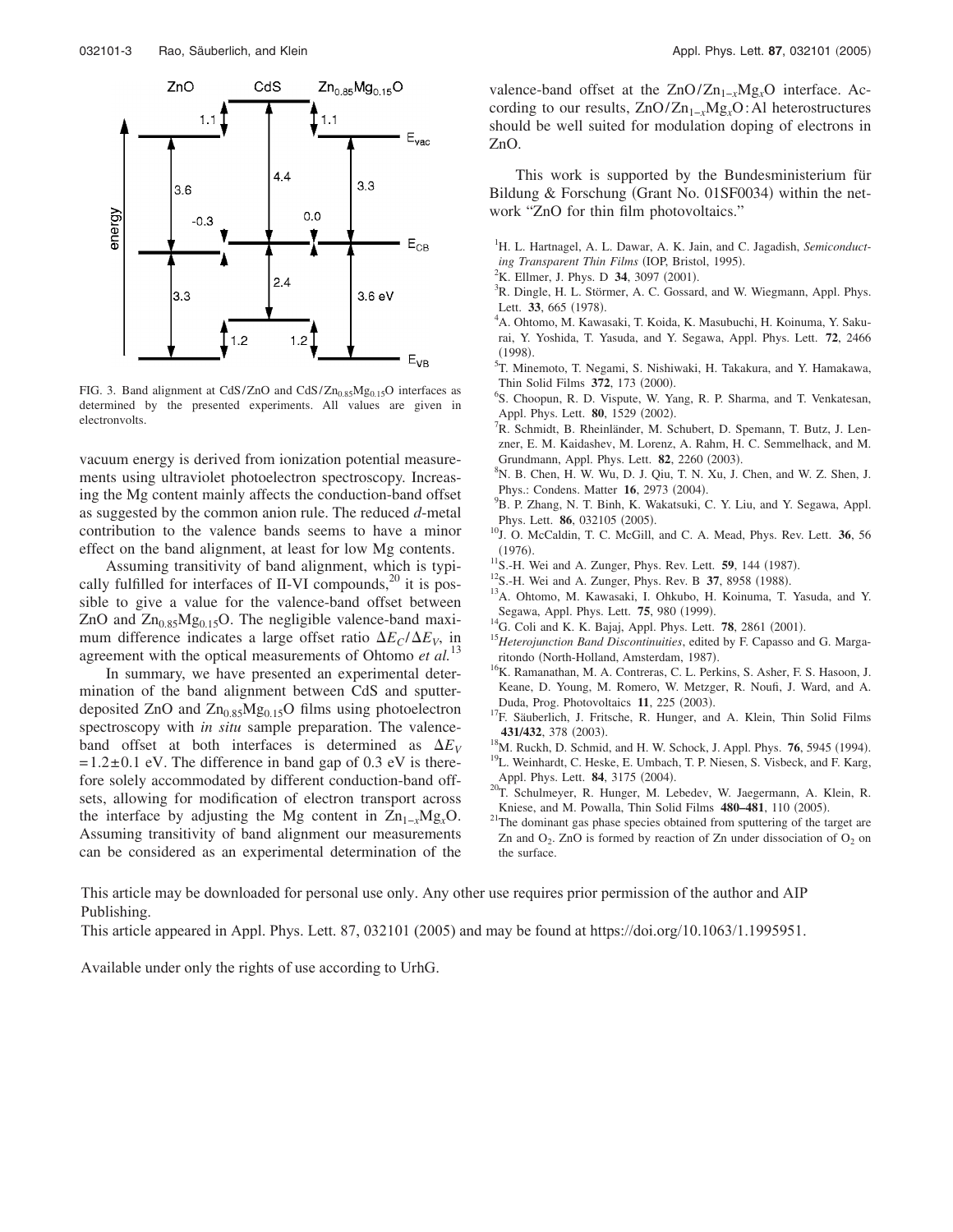ZnO

CdS

$Zn_{0.85}Mg_{0.15}O$

1.1

1.1

$E_{vac}$

energy

3.6

4.4

3.3

-0.3

0.0

$E_{CB}$

2.4

3.3

3.6 eV

1.2

1.2

$E_{VB}$

FIG. 3. Band alignment at CdS/ZnO and CdS/$Zn_{0.85}Mg_{0.15}O$ interfaces as determined by the presented experiments. All values are given in electronvolts.

vacuum energy is derived from ionization potential measurements using ultraviolet photoelectron spectroscopy. Increasing the Mg content mainly affects the conduction-band offset as suggested by the common anion rule. The reduced *d*-metal contribution to the valence bands seems to have a minor effect on the band alignment, at least for low Mg contents.

Assuming transitivity of band alignment, which is typically fulfilled for interfaces of II-VI compounds,[20] it is possible to give a value for the valence-band offset between ZnO and $Zn_{0.85}Mg_{0.15}O$. The negligible valence-band maximum difference indicates a large offset ratio $\Delta E_C/\Delta E_V$, in agreement with the optical measurements of Ohtomo *et al.*[13]

In summary, we have presented an experimental determination of the band alignment between CdS and sputter-deposited ZnO and $Zn_{0.85}Mg_{0.15}O$ films using photoelectron spectroscopy with *in situ* sample preparation. The valence-band offset at both interfaces is determined as $\Delta E_V = 1.2 \pm 0.1$ eV. The difference in band gap of 0.3 eV is therefore solely accommodated by different conduction-band offsets, allowing for modification of electron transport across the interface by adjusting the Mg content in $Zn_{1-x}Mg_xO$. Assuming transitivity of band alignment our measurements can be considered as an experimental determination of the valence-band offset at the $ZnO/Zn_{1-x}Mg_xO$ interface. According to our results, $ZnO/Zn_{1-x}Mg_xO$:Al heterostructures should be well suited for modulation doping of electrons in ZnO.

This work is supported by the Bundesministerium für Bildung & Forschung (Grant No. 01SF0034) within the network "ZnO for thin film photovoltaics."

[1] H. L. Hartnagel, A. L. Dawar, A. K. Jain, and C. Jagadish, *Semiconducting Transparent Thin Films* (IOP, Bristol, 1995).
[2] K. Ellmer, J. Phys. D **34**, 3097 (2001).
[3] R. Dingle, H. L. Störmer, A. C. Gossard, and W. Wiegmann, Appl. Phys. Lett. **33**, 665 (1978).
[4] A. Ohtomo, M. Kawasaki, T. Koida, K. Masubuchi, H. Koinuma, Y. Sakurai, Y. Yoshida, T. Yasuda, and Y. Segawa, Appl. Phys. Lett. **72**, 2466 (1998).
[5] T. Minemoto, T. Negami, S. Nishiwaki, H. Takakura, and Y. Hamakawa, Thin Solid Films **372**, 173 (2000).
[6] S. Choopun, R. D. Vispute, W. Yang, R. P. Sharma, and T. Venkatesan, Appl. Phys. Lett. **80**, 1529 (2002).
[7] R. Schmidt, B. Rheinländer, M. Schubert, D. Spemann, T. Butz, J. Lenzner, E. M. Kaidashev, M. Lorenz, A. Rahm, H. C. Semmelhack, and M. Grundmann, Appl. Phys. Lett. **82**, 2260 (2003).
[8] N. B. Chen, H. W. Wu, D. J. Qiu, T. N. Xu, J. Chen, and W. Z. Shen, J. Phys.: Condens. Matter **16**, 2973 (2004).
[9] B. P. Zhang, N. T. Binh, K. Wakatsuki, C. Y. Liu, and Y. Segawa, Appl. Phys. Lett. **86**, 032105 (2005).
[10] J. O. McCaldin, T. C. McGill, and C. A. Mead, Phys. Rev. Lett. **36**, 56 (1976).
[11] S.-H. Wei and A. Zunger, Phys. Rev. Lett. **59**, 144 (1987).
[12] S.-H. Wei and A. Zunger, Phys. Rev. B **37**, 8958 (1988).
[13] A. Ohtomo, M. Kawasaki, I. Ohkubo, H. Koinuma, T. Yasuda, and Y. Segawa, Appl. Phys. Lett. **75**, 980 (1999).
[14] G. Coli and K. K. Bajaj, Appl. Phys. Lett. **78**, 2861 (2001).
[15] *Heterojunction Band Discontinuities*, edited by F. Capasso and G. Margaritondo (North-Holland, Amsterdam, 1987).
[16] K. Ramanathan, M. A. Contreras, C. L. Perkins, S. Asher, F. S. Hasoon, J. Keane, D. Young, M. Romero, W. Metzger, R. Noufi, J. Ward, and A. Duda, Prog. Photovoltaics **11**, 225 (2003).
[17] F. Säuberlich, J. Fritsche, R. Hunger, and A. Klein, Thin Solid Films **431/432**, 378 (2003).
[18] M. Ruckh, D. Schmid, and H. W. Schock, J. Appl. Phys. **76**, 5945 (1994).
[19] L. Weinhardt, C. Heske, E. Umbach, T. P. Niesen, S. Visbeck, and F. Karg, Appl. Phys. Lett. **84**, 3175 (2004).
[20] T. Schulmeyer, R. Hunger, M. Lebedev, W. Jaegermann, A. Klein, R. Kniese, and M. Powalla, Thin Solid Films **480–481**, 110 (2005).
[21] The dominant gas phase species obtained from sputtering of the target are Zn and $O_2$. ZnO is formed by reaction of Zn under dissociation of $O_2$ on the surface.

This article may be downloaded for personal use only. Any other use requires prior permission of the author and AIP Publishing.

This article appeared in Appl. Phys. Lett. 87, 032101 (2005) and may be found at https://doi.org/10.1063/1.1995951.

Available under only the rights of use according to UrhG.